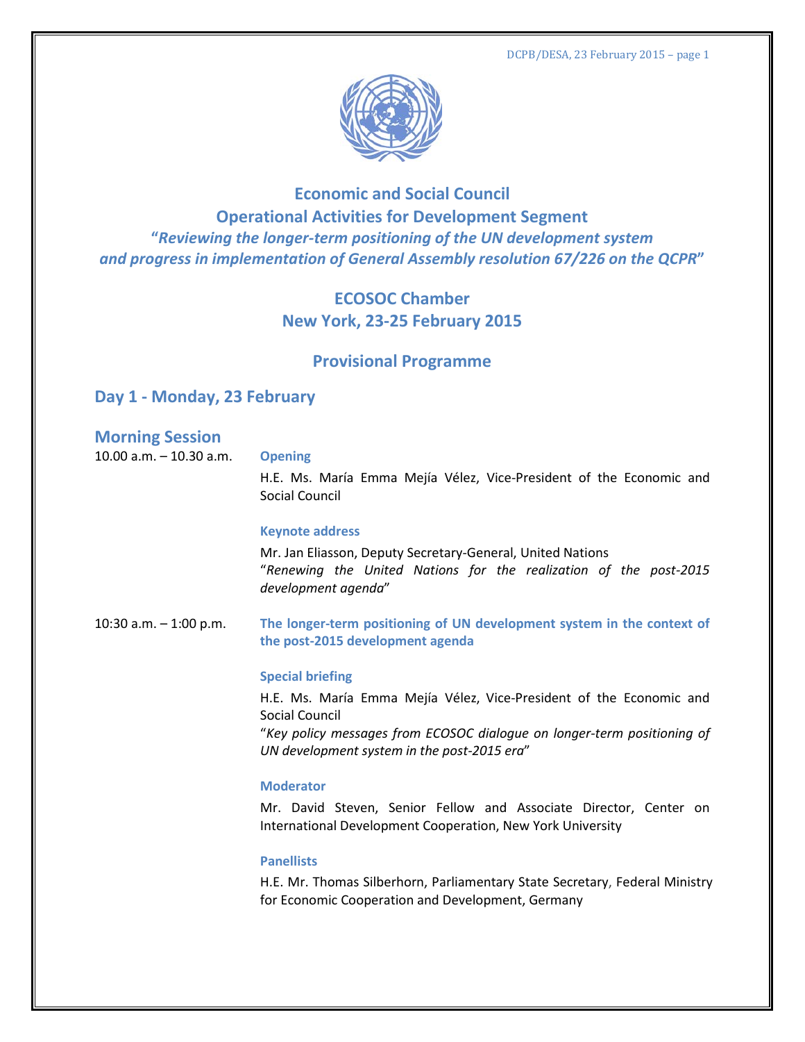# Economic and Social Council
## Operational Activities for Development Segment
### *"Reviewing the longer-term positioning of the UN development system and progress in implementation of General Assembly resolution 67/226 on the QCPR"*

### ECOSOC Chamber
### New York, 23-25 February 2015

## Provisional Programme

## Day 1 - Monday, 23 February

### Morning Session

**10.00 a.m. – 10.30 a.m.**

**Opening**

H.E. Ms. María Emma Mejía Vélez, Vice-President of the Economic and Social Council

**Keynote address**

Mr. Jan Eliasson, Deputy Secretary-General, United Nations
"*Renewing the United Nations for the realization of the post-2015 development agenda*"

**10:30 a.m. – 1:00 p.m.**

**The longer-term positioning of UN development system in the context of the post-2015 development agenda**

**Special briefing**

H.E. Ms. María Emma Mejía Vélez, Vice-President of the Economic and Social Council
"*Key policy messages from ECOSOC dialogue on longer-term positioning of UN development system in the post-2015 era*"

**Moderator**

Mr. David Steven, Senior Fellow and Associate Director, Center on International Development Cooperation, New York University

**Panellists**

H.E. Mr. Thomas Silberhorn, Parliamentary State Secretary, Federal Ministry for Economic Cooperation and Development, Germany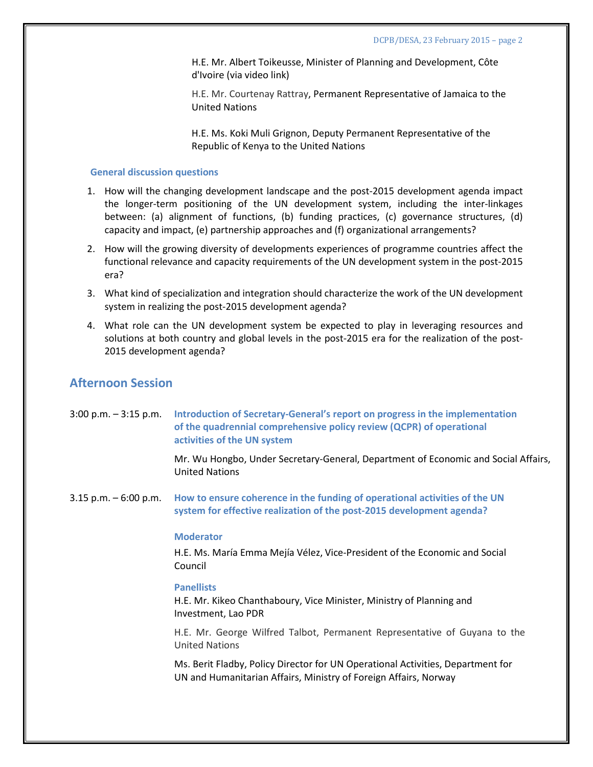H.E. Mr. Albert Toikeusse, Minister of Planning and Development, Côte d'Ivoire (via video link)

H.E. Mr. Courtenay Rattray, Permanent Representative of Jamaica to the United Nations

H.E. Ms. Koki Muli Grignon, Deputy Permanent Representative of the Republic of Kenya to the United Nations

**General discussion questions**

1. How will the changing development landscape and the post-2015 development agenda impact the longer-term positioning of the UN development system, including the inter-linkages between: (a) alignment of functions, (b) funding practices, (c) governance structures, (d) capacity and impact, (e) partnership approaches and (f) organizational arrangements?
2. How will the growing diversity of developments experiences of programme countries affect the functional relevance and capacity requirements of the UN development system in the post-2015 era?
3. What kind of specialization and integration should characterize the work of the UN development system in realizing the post-2015 development agenda?
4. What role can the UN development system be expected to play in leveraging resources and solutions at both country and global levels in the post-2015 era for the realization of the post-2015 development agenda?

## Afternoon Session

3:00 p.m. – 3:15 p.m. **Introduction of Secretary-General's report on progress in the implementation of the quadrennial comprehensive policy review (QCPR) of operational activities of the UN system**

Mr. Wu Hongbo, Under Secretary-General, Department of Economic and Social Affairs, United Nations

3.15 p.m. – 6:00 p.m. **How to ensure coherence in the funding of operational activities of the UN system for effective realization of the post-2015 development agenda?**

**Moderator**

H.E. Ms. María Emma Mejía Vélez, Vice-President of the Economic and Social Council

**Panellists**

H.E. Mr. Kikeo Chanthaboury, Vice Minister, Ministry of Planning and Investment, Lao PDR

H.E. Mr. George Wilfred Talbot, Permanent Representative of Guyana to the United Nations

Ms. Berit Fladby, Policy Director for UN Operational Activities, Department for UN and Humanitarian Affairs, Ministry of Foreign Affairs, Norway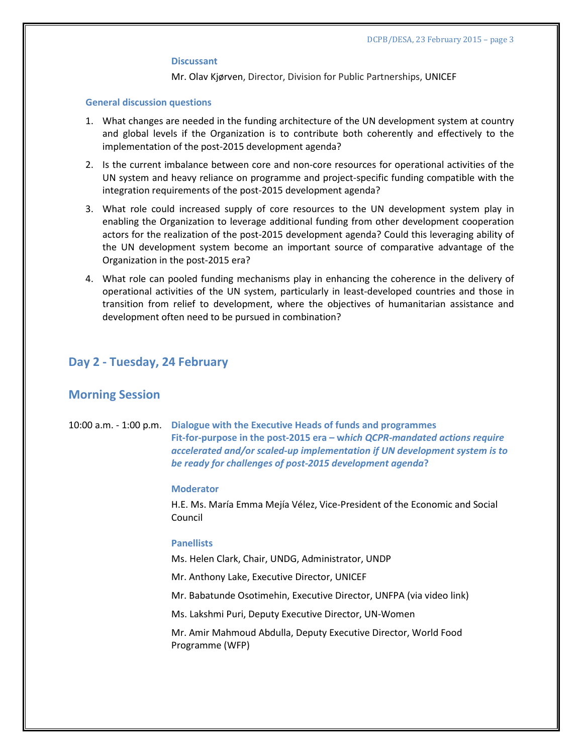**Discussant**

Mr. Olav Kjørven, Director, Division for Public Partnerships, UNICEF

**General discussion questions**

1. What changes are needed in the funding architecture of the UN development system at country and global levels if the Organization is to contribute both coherently and effectively to the implementation of the post-2015 development agenda?
2. Is the current imbalance between core and non-core resources for operational activities of the UN system and heavy reliance on programme and project-specific funding compatible with the integration requirements of the post-2015 development agenda?
3. What role could increased supply of core resources to the UN development system play in enabling the Organization to leverage additional funding from other development cooperation actors for the realization of the post-2015 development agenda? Could this leveraging ability of the UN development system become an important source of comparative advantage of the Organization in the post-2015 era?
4. What role can pooled funding mechanisms play in enhancing the coherence in the delivery of operational activities of the UN system, particularly in least-developed countries and those in transition from relief to development, where the objectives of humanitarian assistance and development often need to be pursued in combination?

## Day 2 - Tuesday, 24 February

## Morning Session

10:00 a.m. - 1:00 p.m. **Dialogue with the Executive Heads of funds and programmes**
**Fit-for-purpose in the post-2015 era – *which QCPR-mandated actions require accelerated and/or scaled-up implementation if UN development system is to be ready for challenges of post-2015 development agenda*?**

**Moderator**

H.E. Ms. María Emma Mejía Vélez, Vice-President of the Economic and Social Council

**Panellists**

Ms. Helen Clark, Chair, UNDG, Administrator, UNDP

Mr. Anthony Lake, Executive Director, UNICEF

Mr. Babatunde Osotimehin, Executive Director, UNFPA (via video link)

Ms. Lakshmi Puri, Deputy Executive Director, UN-Women

Mr. Amir Mahmoud Abdulla, Deputy Executive Director, World Food Programme (WFP)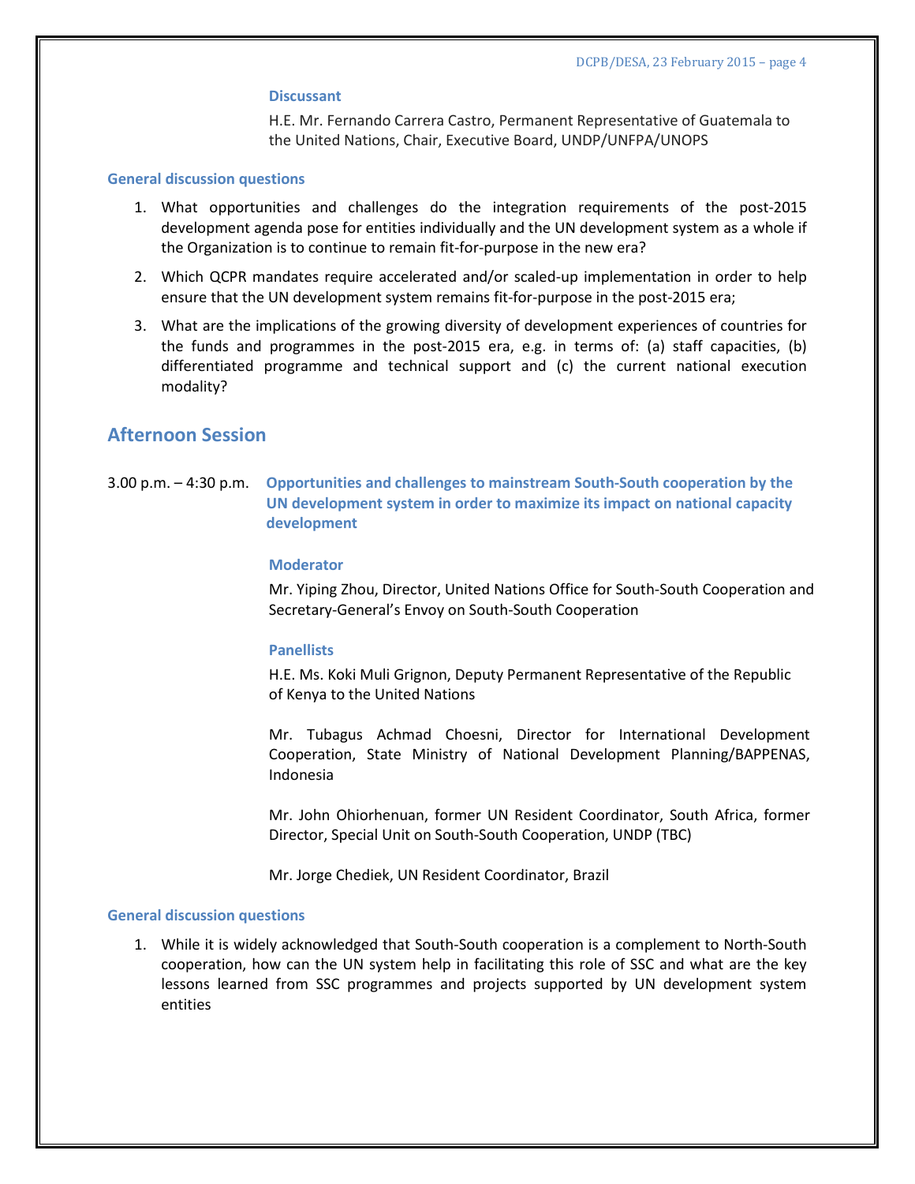**Discussant**

H.E. Mr. Fernando Carrera Castro, Permanent Representative of Guatemala to the United Nations, Chair, Executive Board, UNDP/UNFPA/UNOPS

**General discussion questions**

1. What opportunities and challenges do the integration requirements of the post-2015 development agenda pose for entities individually and the UN development system as a whole if the Organization is to continue to remain fit-for-purpose in the new era?
2. Which QCPR mandates require accelerated and/or scaled-up implementation in order to help ensure that the UN development system remains fit-for-purpose in the post-2015 era;
3. What are the implications of the growing diversity of development experiences of countries for the funds and programmes in the post-2015 era, e.g. in terms of: (a) staff capacities, (b) differentiated programme and technical support and (c) the current national execution modality?

## Afternoon Session

3.00 p.m. – 4:30 p.m. **Opportunities and challenges to mainstream South-South cooperation by the UN development system in order to maximize its impact on national capacity development**

**Moderator**

Mr. Yiping Zhou, Director, United Nations Office for South-South Cooperation and Secretary-General's Envoy on South-South Cooperation

**Panellists**

H.E. Ms. Koki Muli Grignon, Deputy Permanent Representative of the Republic of Kenya to the United Nations

Mr. Tubagus Achmad Choesni, Director for International Development Cooperation, State Ministry of National Development Planning/BAPPENAS, Indonesia

Mr. John Ohiorhenuan, former UN Resident Coordinator, South Africa, former Director, Special Unit on South-South Cooperation, UNDP (TBC)

Mr. Jorge Chediek, UN Resident Coordinator, Brazil

**General discussion questions**

1. While it is widely acknowledged that South-South cooperation is a complement to North-South cooperation, how can the UN system help in facilitating this role of SSC and what are the key lessons learned from SSC programmes and projects supported by UN development system entities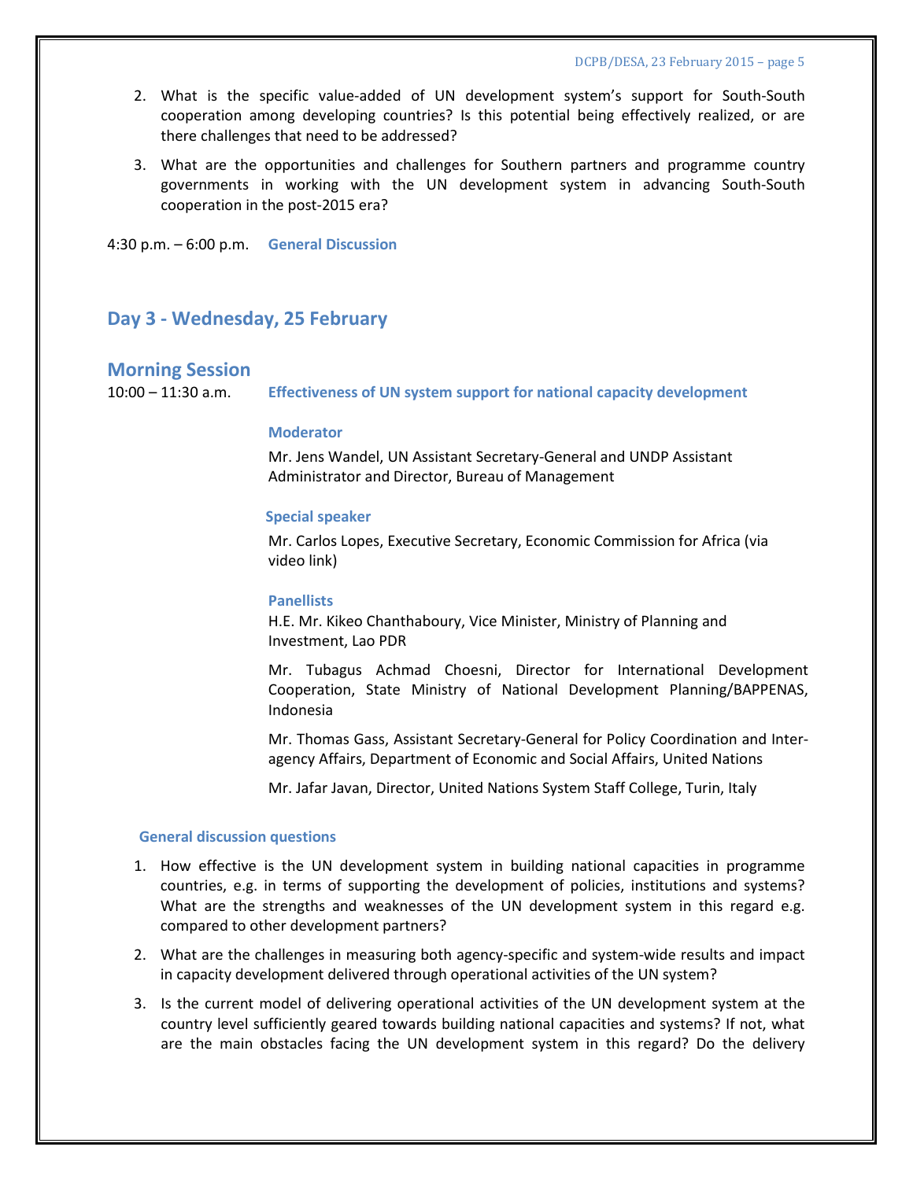2. What is the specific value-added of UN development system's support for South-South cooperation among developing countries? Is this potential being effectively realized, or are there challenges that need to be addressed?

3. What are the opportunities and challenges for Southern partners and programme country governments in working with the UN development system in advancing South-South cooperation in the post-2015 era?

4:30 p.m. – 6:00 p.m. **General Discussion**

## Day 3 - Wednesday, 25 February

### Morning Session

10:00 – 11:30 a.m. **Effectiveness of UN system support for national capacity development**

**Moderator**

Mr. Jens Wandel, UN Assistant Secretary-General and UNDP Assistant Administrator and Director, Bureau of Management

**Special speaker**

Mr. Carlos Lopes, Executive Secretary, Economic Commission for Africa (via video link)

**Panellists**

H.E. Mr. Kikeo Chanthaboury, Vice Minister, Ministry of Planning and Investment, Lao PDR

Mr. Tubagus Achmad Choesni, Director for International Development Cooperation, State Ministry of National Development Planning/BAPPENAS, Indonesia

Mr. Thomas Gass, Assistant Secretary-General for Policy Coordination and Inter-agency Affairs, Department of Economic and Social Affairs, United Nations

Mr. Jafar Javan, Director, United Nations System Staff College, Turin, Italy

**General discussion questions**

1. How effective is the UN development system in building national capacities in programme countries, e.g. in terms of supporting the development of policies, institutions and systems? What are the strengths and weaknesses of the UN development system in this regard e.g. compared to other development partners?

2. What are the challenges in measuring both agency-specific and system-wide results and impact in capacity development delivered through operational activities of the UN system?

3. Is the current model of delivering operational activities of the UN development system at the country level sufficiently geared towards building national capacities and systems? If not, what are the main obstacles facing the UN development system in this regard? Do the delivery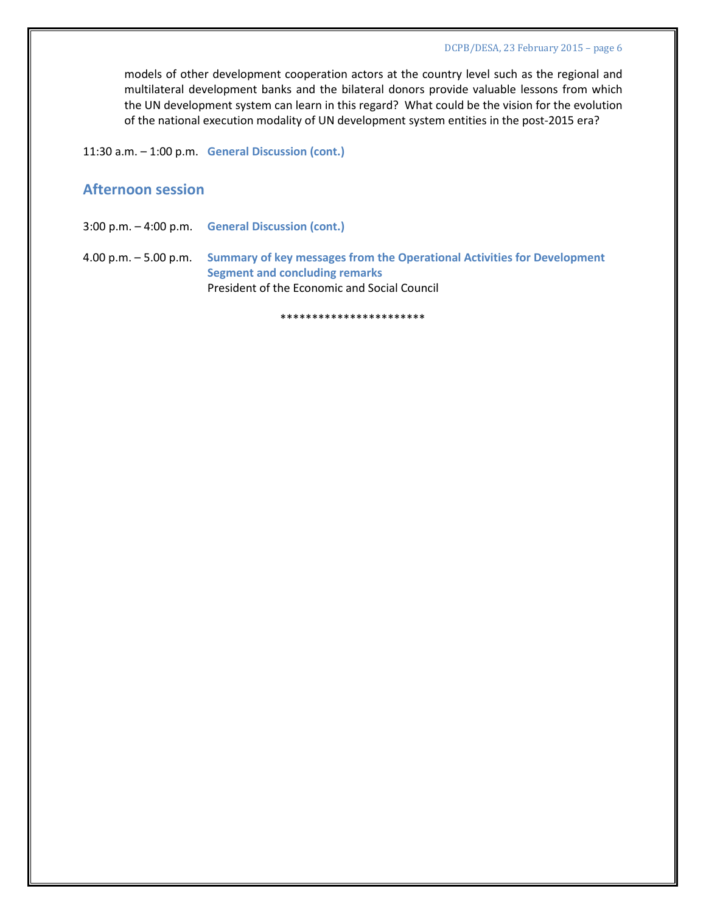models of other development cooperation actors at the country level such as the regional and multilateral development banks and the bilateral donors provide valuable lessons from which the UN development system can learn in this regard? What could be the vision for the evolution of the national execution modality of UN development system entities in the post-2015 era?

11:30 a.m. – 1:00 p.m. **General Discussion (cont.)**

## Afternoon session

3:00 p.m. – 4:00 p.m. **General Discussion (cont.)**

4.00 p.m. – 5.00 p.m. **Summary of key messages from the Operational Activities for Development Segment and concluding remarks**
President of the Economic and Social Council

\*\*\*\*\*\*\*\*\*\*\*\*\*\*\*\*\*\*\*\*\*\*\*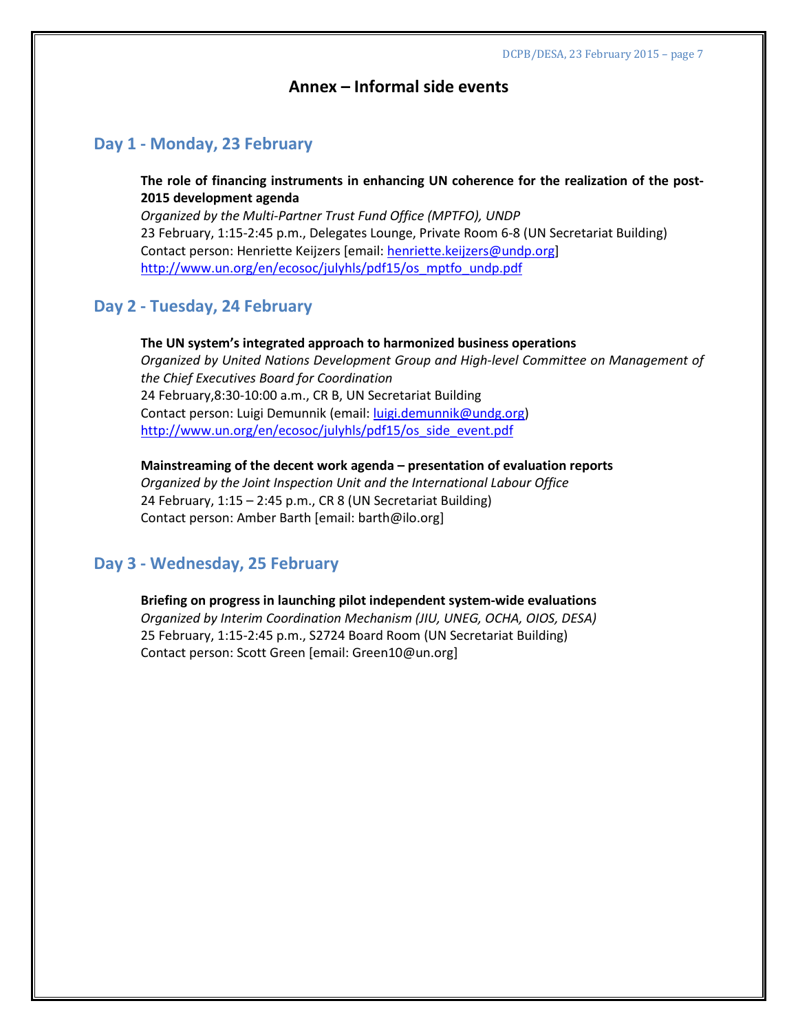# Annex – Informal side events

## Day 1 - Monday, 23 February

**The role of financing instruments in enhancing UN coherence for the realization of the post-2015 development agenda**
*Organized by the Multi-Partner Trust Fund Office (MPTFO), UNDP*
23 February, 1:15-2:45 p.m., Delegates Lounge, Private Room 6-8 (UN Secretariat Building)
Contact person: Henriette Keijzers [email: henriette.keijzers@undp.org]
http://www.un.org/en/ecosoc/julyhls/pdf15/os_mptfo_undp.pdf

## Day 2 - Tuesday, 24 February

**The UN system's integrated approach to harmonized business operations**
*Organized by United Nations Development Group and High-level Committee on Management of the Chief Executives Board for Coordination*
24 February,8:30-10:00 a.m., CR B, UN Secretariat Building
Contact person: Luigi Demunnik (email: luigi.demunnik@undg.org)
http://www.un.org/en/ecosoc/julyhls/pdf15/os_side_event.pdf

**Mainstreaming of the decent work agenda – presentation of evaluation reports**
*Organized by the Joint Inspection Unit and the International Labour Office*
24 February, 1:15 – 2:45 p.m., CR 8 (UN Secretariat Building)
Contact person: Amber Barth [email: barth@ilo.org]

## Day 3 - Wednesday, 25 February

**Briefing on progress in launching pilot independent system-wide evaluations**
*Organized by Interim Coordination Mechanism (JIU, UNEG, OCHA, OIOS, DESA)*
25 February, 1:15-2:45 p.m., S2724 Board Room (UN Secretariat Building)
Contact person: Scott Green [email: Green10@un.org]